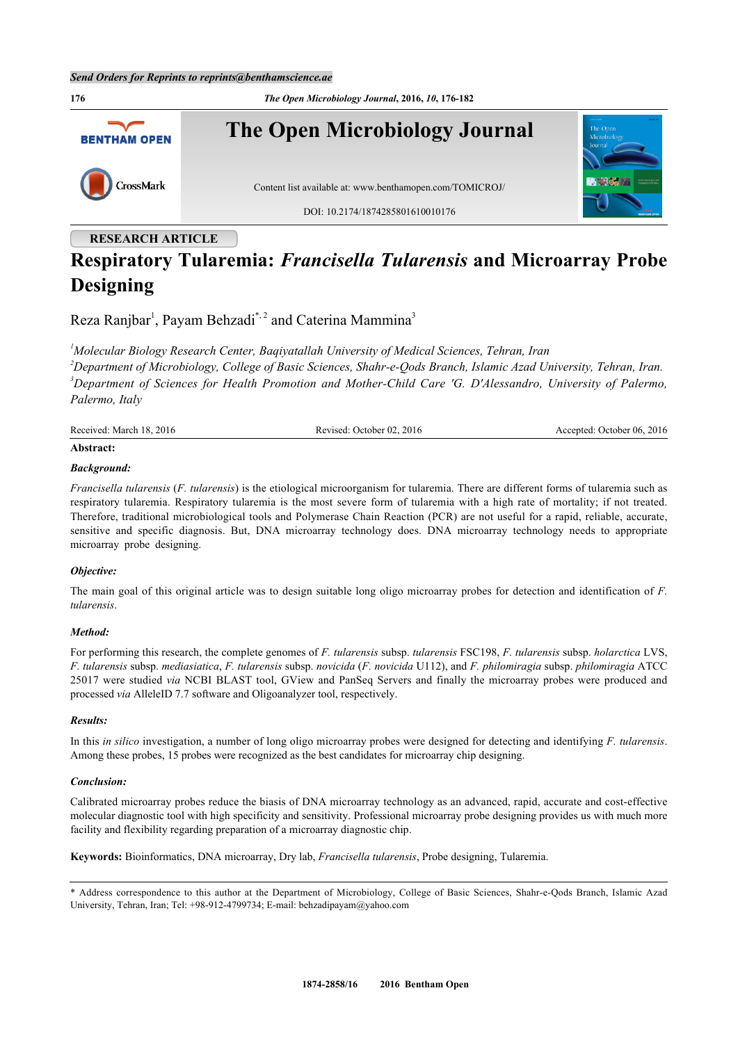RESEARCH ARTICLE

# Respiratory Tularemia: *Francisella Tularensis* and Microarray Probe Designing

Reza Ranjbar[1], Payam Behzadi[*,2] and Caterina Mammina[3]

[1]*Molecular Biology Research Center, Baqiyatallah University of Medical Sciences, Tehran, Iran*
[2]*Department of Microbiology, College of Basic Sciences, Shahr-e-Qods Branch, Islamic Azad University, Tehran, Iran.*
[3]*Department of Sciences for Health Promotion and Mother-Child Care 'G. D'Alessandro, University of Palermo, Palermo, Italy*

Received: March 18, 2016 Revised: October 02, 2016 Accepted: October 06, 2016

**Abstract:**

***Background:***

*Francisella tularensis* (*F. tularensis*) is the etiological microorganism for tularemia. There are different forms of tularemia such as respiratory tularemia. Respiratory tularemia is the most severe form of tularemia with a high rate of mortality; if not treated. Therefore, traditional microbiological tools and Polymerase Chain Reaction (PCR) are not useful for a rapid, reliable, accurate, sensitive and specific diagnosis. But, DNA microarray technology does. DNA microarray technology needs to appropriate microarray probe designing.

***Objective:***

The main goal of this original article was to design suitable long oligo microarray probes for detection and identification of *F. tularensis*.

***Method:***

For performing this research, the complete genomes of *F. tularensis* subsp. *tularensis* FSC198, *F. tularensis* subsp. *holarctica* LVS, *F. tularensis* subsp. *mediasiatica*, *F. tularensis* subsp. *novicida* (*F. novicida* U112), and *F. philomiragia* subsp. *philomiragia* ATCC 25017 were studied *via* NCBI BLAST tool, GView and PanSeq Servers and finally the microarray probes were produced and processed *via* AlleleID 7.7 software and Oligoanalyzer tool, respectively.

***Results:***

In this *in silico* investigation, a number of long oligo microarray probes were designed for detecting and identifying *F. tularensis*. Among these probes, 15 probes were recognized as the best candidates for microarray chip designing.

***Conclusion:***

Calibrated microarray probes reduce the biasis of DNA microarray technology as an advanced, rapid, accurate and cost-effective molecular diagnostic tool with high specificity and sensitivity. Professional microarray probe designing provides us with much more facility and flexibility regarding preparation of a microarray diagnostic chip.

**Keywords:** Bioinformatics, DNA microarray, Dry lab, *Francisella tularensis*, Probe designing, Tularemia.

* Address correspondence to this author at the Department of Microbiology, College of Basic Sciences, Shahr-e-Qods Branch, Islamic Azad University, Tehran, Iran; Tel: +98-912-4799734; E-mail: behzadipayam@yahoo.com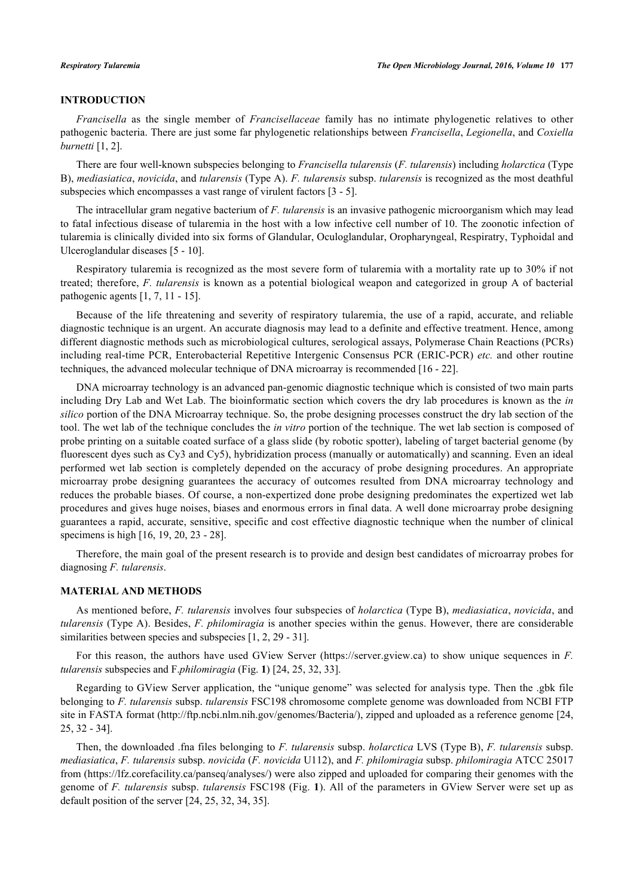## INTRODUCTION

*Francisella* as the single member of *Francisellaceae* family has no intimate phylogenetic relatives to other pathogenic bacteria. There are just some far phylogenetic relationships between *Francisella*, *Legionella*, and *Coxiella burnetti* [1, 2].

There are four well-known subspecies belonging to *Francisella tularensis* (*F. tularensis*) including *holarctica* (Type B), *mediasiatica*, *novicida*, and *tularensis* (Type A). *F. tularensis* subsp. *tularensis* is recognized as the most deathful subspecies which encompasses a vast range of virulent factors [3 - 5].

The intracellular gram negative bacterium of *F. tularensis* is an invasive pathogenic microorganism which may lead to fatal infectious disease of tularemia in the host with a low infective cell number of 10. The zoonotic infection of tularemia is clinically divided into six forms of Glandular, Oculoglandular, Oropharyngeal, Respiratry, Typhoidal and Ulceroglandular diseases [5 - 10].

Respiratory tularemia is recognized as the most severe form of tularemia with a mortality rate up to 30% if not treated; therefore, *F. tularensis* is known as a potential biological weapon and categorized in group A of bacterial pathogenic agents [1, 7, 11 - 15].

Because of the life threatening and severity of respiratory tularemia, the use of a rapid, accurate, and reliable diagnostic technique is an urgent. An accurate diagnosis may lead to a definite and effective treatment. Hence, among different diagnostic methods such as microbiological cultures, serological assays, Polymerase Chain Reactions (PCRs) including real-time PCR, Enterobacterial Repetitive Intergenic Consensus PCR (ERIC-PCR) *etc.* and other routine techniques, the advanced molecular technique of DNA microarray is recommended [16 - 22].

DNA microarray technology is an advanced pan-genomic diagnostic technique which is consisted of two main parts including Dry Lab and Wet Lab. The bioinformatic section which covers the dry lab procedures is known as the *in silico* portion of the DNA Microarray technique. So, the probe designing processes construct the dry lab section of the tool. The wet lab of the technique concludes the *in vitro* portion of the technique. The wet lab section is composed of probe printing on a suitable coated surface of a glass slide (by robotic spotter), labeling of target bacterial genome (by fluorescent dyes such as Cy3 and Cy5), hybridization process (manually or automatically) and scanning. Even an ideal performed wet lab section is completely depended on the accuracy of probe designing procedures. An appropriate microarray probe designing guarantees the accuracy of outcomes resulted from DNA microarray technology and reduces the probable biases. Of course, a non-expertized done probe designing predominates the expertized wet lab procedures and gives huge noises, biases and enormous errors in final data. A well done microarray probe designing guarantees a rapid, accurate, sensitive, specific and cost effective diagnostic technique when the number of clinical specimens is high [16, 19, 20, 23 - 28].

Therefore, the main goal of the present research is to provide and design best candidates of microarray probes for diagnosing *F. tularensis*.

## MATERIAL AND METHODS

As mentioned before, *F. tularensis* involves four subspecies of *holarctica* (Type B), *mediasiatica*, *novicida*, and *tularensis* (Type A). Besides, *F. philomiragia* is another species within the genus. However, there are considerable similarities between species and subspecies [1, 2, 29 - 31].

For this reason, the authors have used GView Server (https://server.gview.ca) to show unique sequences in *F. tularensis* subspecies and F.*philomiragia* (Fig. **1**) [24, 25, 32, 33].

Regarding to GView Server application, the "unique genome" was selected for analysis type. Then the .gbk file belonging to *F. tularensis* subsp. *tularensis* FSC198 chromosome complete genome was downloaded from NCBI FTP site in FASTA format (http://ftp.ncbi.nlm.nih.gov/genomes/Bacteria/), zipped and uploaded as a reference genome [24, 25, 32 - 34].

Then, the downloaded .fna files belonging to *F. tularensis* subsp. *holarctica* LVS (Type B), *F. tularensis* subsp. *mediasiatica*, *F. tularensis* subsp. *novicida* (*F. novicida* U112), and *F. philomiragia* subsp. *philomiragia* ATCC 25017 from (https://lfz.corefacility.ca/panseq/analyses/) were also zipped and uploaded for comparing their genomes with the genome of *F. tularensis* subsp. *tularensis* FSC198 (Fig. **1**). All of the parameters in GView Server were set up as default position of the server [24, 25, 32, 34, 35].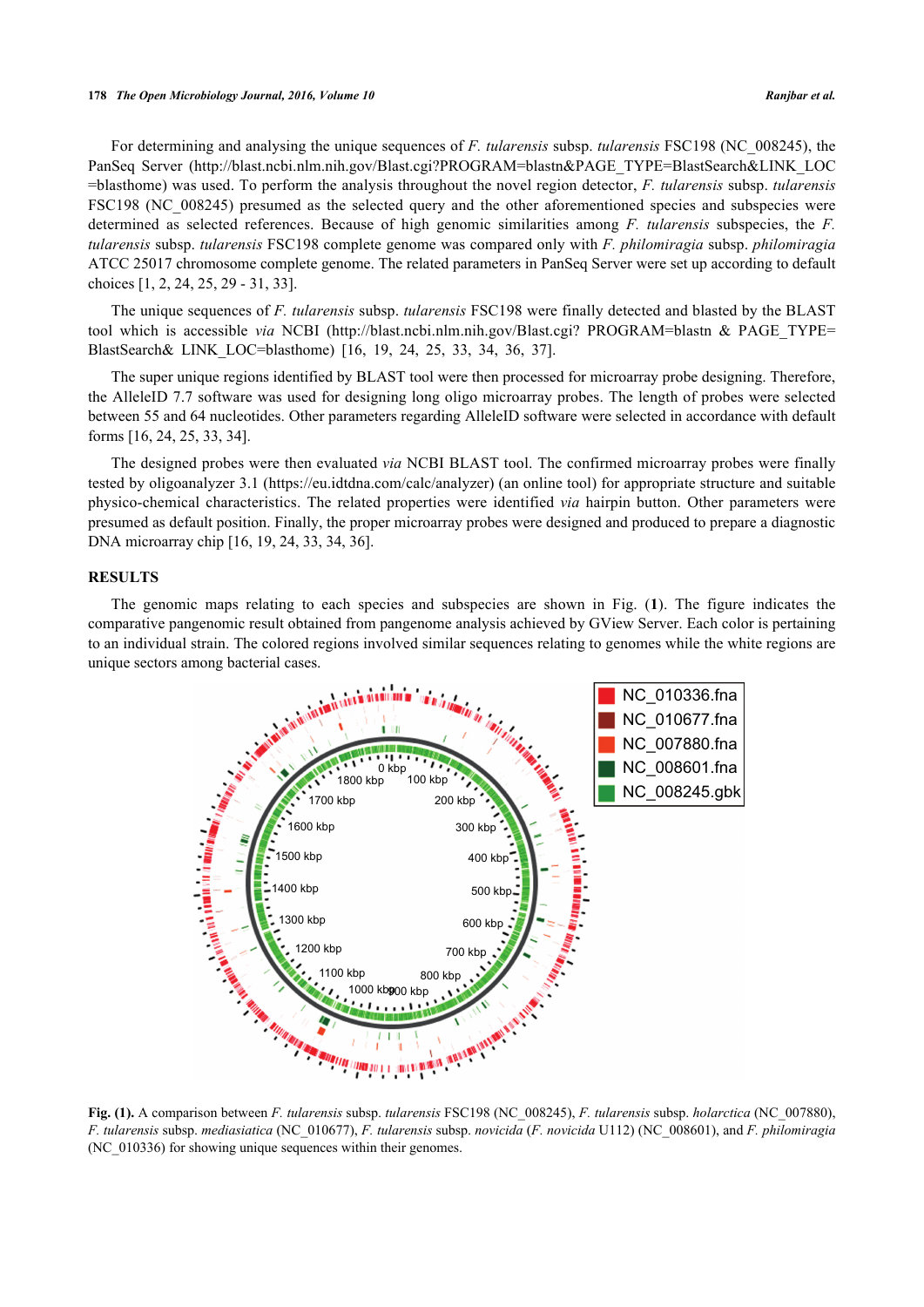For determining and analysing the unique sequences of *F. tularensis* subsp. *tularensis* FSC198 (NC_008245), the PanSeq Server (http://blast.ncbi.nlm.nih.gov/Blast.cgi?PROGRAM=blastn&PAGE_TYPE=BlastSearch&LINK_LOC =blasthome) was used. To perform the analysis throughout the novel region detector, *F. tularensis* subsp. *tularensis* FSC198 (NC_008245) presumed as the selected query and the other aforementioned species and subspecies were determined as selected references. Because of high genomic similarities among *F. tularensis* subspecies, the *F. tularensis* subsp. *tularensis* FSC198 complete genome was compared only with *F. philomiragia* subsp. *philomiragia* ATCC 25017 chromosome complete genome. The related parameters in PanSeq Server were set up according to default choices [1, 2, 24, 25, 29 - 31, 33].

The unique sequences of *F. tularensis* subsp. *tularensis* FSC198 were finally detected and blasted by the BLAST tool which is accessible *via* NCBI (http://blast.ncbi.nlm.nih.gov/Blast.cgi? PROGRAM=blastn & PAGE_TYPE= BlastSearch& LINK_LOC=blasthome) [16, 19, 24, 25, 33, 34, 36, 37].

The super unique regions identified by BLAST tool were then processed for microarray probe designing. Therefore, the AlleleID 7.7 software was used for designing long oligo microarray probes. The length of probes were selected between 55 and 64 nucleotides. Other parameters regarding AlleleID software were selected in accordance with default forms [16, 24, 25, 33, 34].

The designed probes were then evaluated *via* NCBI BLAST tool. The confirmed microarray probes were finally tested by oligoanalyzer 3.1 (https://eu.idtdna.com/calc/analyzer) (an online tool) for appropriate structure and suitable physico-chemical characteristics. The related properties were identified *via* hairpin button. Other parameters were presumed as default position. Finally, the proper microarray probes were designed and produced to prepare a diagnostic DNA microarray chip [16, 19, 24, 33, 34, 36].

## RESULTS

The genomic maps relating to each species and subspecies are shown in Fig. (**1**). The figure indicates the comparative pangenomic result obtained from pangenome analysis achieved by GView Server. Each color is pertaining to an individual strain. The colored regions involved similar sequences relating to genomes while the white regions are unique sectors among bacterial cases.

**Fig. (1).** A comparison between *F. tularensis* subsp. *tularensis* FSC198 (NC_008245), *F. tularensis* subsp. *holarctica* (NC_007880), *F. tularensis* subsp. *mediasiatica* (NC_010677), *F. tularensis* subsp. *novicida* (*F. novicida* U112) (NC_008601), and *F. philomiragia* (NC_010336) for showing unique sequences within their genomes.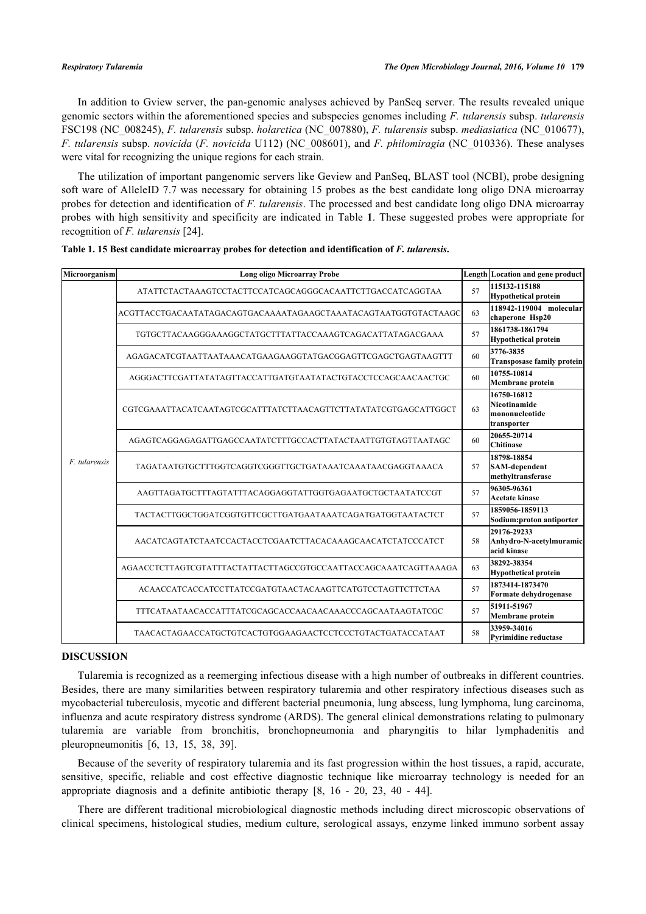In addition to Gview server, the pan-genomic analyses achieved by PanSeq server. The results revealed unique genomic sectors within the aforementioned species and subspecies genomes including *F. tularensis* subsp. *tularensis* FSC198 (NC_008245), *F. tularensis* subsp. *holarctica* (NC_007880), *F. tularensis* subsp. *mediasiatica* (NC_010677), *F. tularensis* subsp. *novicida* (*F. novicida* U112) (NC_008601), and *F. philomiragia* (NC_010336). These analyses were vital for recognizing the unique regions for each strain.

The utilization of important pangenomic servers like Geview and PanSeq, BLAST tool (NCBI), probe designing soft ware of AlleleID 7.7 was necessary for obtaining 15 probes as the best candidate long oligo DNA microarray probes for detection and identification of *F. tularensis*. The processed and best candidate long oligo DNA microarray probes with high sensitivity and specificity are indicated in Table **1**. These suggested probes were appropriate for recognition of *F. tularensis* [24].

**Table 1. 15 Best candidate microarray probes for detection and identification of *F. tularensis*.**

| Microorganism | Long oligo Microarray Probe | Length | Location and gene product |
|---|---|---|---|
| *F. tularensis* | ATATTCTACTAAAGTCCTACTTCCATCAGCAGGGCACAATTCTTGACCATCAGGTAA | 57 | **115132-115188 Hypothetical protein** |
| | ACGTTACCTGACAATATAGACAGTGACAAAATAGAAGCTAAATACAGTAATGGTGTACTAAGC | 63 | **118942-119004 molecular chaperone Hsp20** |
| | TGTGCTTACAAGGGAAAGGCTATGCTTTATTACCAAAGTCAGACATTATAGACGAAA | 57 | **1861738-1861794 Hypothetical protein** |
| | AGAGACATCGTAATTAATAAACATGAAGAAGGTATGACGGAGTTCGAGCTGAGTAAGTTT | 60 | **3776-3835 Transposase family protein** |
| | AGGGACTTCGATTATATAGTTACCATTGATGTAATATACTGTACCTCCAGCAACAACTGC | 60 | **10755-10814 Membrane protein** |
| | CGTCGAAATTACATCAATAGTCGCATTTATCTTAACAGTTCTTATATATCGTGAGCATTGGCT | 63 | **16750-16812 Nicotinamide mononucleotide transporter** |
| | AGAGTCAGGAGAGATTGAGCCAATATCTTTGCCACTTATACTAATTGTGTAGTTAATAGC | 60 | **20655-20714 Chitinase** |
| | TAGATAATGTGCTTTGGTCAGGTCGGGTTGCTGATAAATCAAATAACGAGGTAAACA | 57 | **18798-18854 SAM-dependent methyltransferase** |
| | AAGTTAGATGCTTTAGTATTTACAGGAGGTATTGGTGAGAATGCTGCTAATATCCGT | 57 | **96305-96361 Acetate kinase** |
| | TACTACTTGGCTGGATCGGTGTTCGCTTGATGAATAAATCAGATGATGGTAATACTCT | 57 | **1859056-1859113 Sodium:proton antiporter** |
| | AACATCAGTATCTAATCCACTACCTCGAATCTTACACAAAGCAACATCTATCCCATCT | 58 | **29176-29233 Anhydro-N-acetylmuramic acid kinase** |
| | AGAACCTCTTAGTCGTATTTACTATTACTTAGCCGTGCCAATTACCAGCAAATCAGTTAAAGA | 63 | **38292-38354 Hypothetical protein** |
| | ACAACCATCACCATCCTTATCCGATGTAACTACAAGTTCATGTCCTAGTTCTTCTAA | 57 | **1873414-1873470 Formate dehydrogenase** |
| | TTTCATAATAACACCATTTATCGCAGCACCAACAACAAACCCAGCAATAAGTATCGC | 57 | **51911-51967 Membrane protein** |
| | TAACACTAGAACCATGCTGTCACTGTGGAAGAACTCCTCCCTGTACTGATACCATAAT | 58 | **33959-34016 Pyrimidine reductase** |

## DISCUSSION

Tularemia is recognized as a reemerging infectious disease with a high number of outbreaks in different countries. Besides, there are many similarities between respiratory tularemia and other respiratory infectious diseases such as mycobacterial tuberculosis, mycotic and different bacterial pneumonia, lung abscess, lung lymphoma, lung carcinoma, influenza and acute respiratory distress syndrome (ARDS). The general clinical demonstrations relating to pulmonary tularemia are variable from bronchitis, bronchopneumonia and pharyngitis to hilar lymphadenitis and pleuropneumonitis [6, 13, 15, 38, 39].

Because of the severity of respiratory tularemia and its fast progression within the host tissues, a rapid, accurate, sensitive, specific, reliable and cost effective diagnostic technique like microarray technology is needed for an appropriate diagnosis and a definite antibiotic therapy [8, 16 - 20, 23, 40 - 44].

There are different traditional microbiological diagnostic methods including direct microscopic observations of clinical specimens, histological studies, medium culture, serological assays, enzyme linked immuno sorbent assay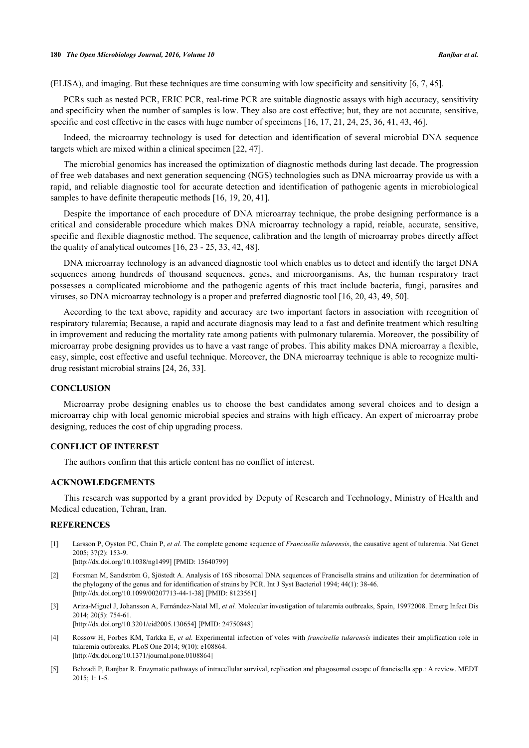(ELISA), and imaging. But these techniques are time consuming with low specificity and sensitivity [6, 7, 45].

PCRs such as nested PCR, ERIC PCR, real-time PCR are suitable diagnostic assays with high accuracy, sensitivity and specificity when the number of samples is low. They also are cost effective; but, they are not accurate, sensitive, specific and cost effective in the cases with huge number of specimens [16, 17, 21, 24, 25, 36, 41, 43, 46].

Indeed, the microarray technology is used for detection and identification of several microbial DNA sequence targets which are mixed within a clinical specimen [22, 47].

The microbial genomics has increased the optimization of diagnostic methods during last decade. The progression of free web databases and next generation sequencing (NGS) technologies such as DNA microarray provide us with a rapid, and reliable diagnostic tool for accurate detection and identification of pathogenic agents in microbiological samples to have definite therapeutic methods [16, 19, 20, 41].

Despite the importance of each procedure of DNA microarray technique, the probe designing performance is a critical and considerable procedure which makes DNA microarray technology a rapid, reiable, accurate, sensitive, specific and flexible diagnostic method. The sequence, calibration and the length of microarray probes directly affect the quality of analytical outcomes [16, 23 - 25, 33, 42, 48].

DNA microarray technology is an advanced diagnostic tool which enables us to detect and identify the target DNA sequences among hundreds of thousand sequences, genes, and microorganisms. As, the human respiratory tract possesses a complicated microbiome and the pathogenic agents of this tract include bacteria, fungi, parasites and viruses, so DNA microarray technology is a proper and preferred diagnostic tool [16, 20, 43, 49, 50].

According to the text above, rapidity and accuracy are two important factors in association with recognition of respiratory tularemia; Because, a rapid and accurate diagnosis may lead to a fast and definite treatment which resulting in improvement and reducing the mortality rate among patients with pulmonary tularemia. Moreover, the possibility of microarray probe designing provides us to have a vast range of probes. This ability makes DNA microarray a flexible, easy, simple, cost effective and useful technique. Moreover, the DNA microarray technique is able to recognize multi-drug resistant microbial strains [24, 26, 33].

## CONCLUSION

Microarray probe designing enables us to choose the best candidates among several choices and to design a microarray chip with local genomic microbial species and strains with high efficacy. An expert of microarray probe designing, reduces the cost of chip upgrading process.

## CONFLICT OF INTEREST

The authors confirm that this article content has no conflict of interest.

## ACKNOWLEDGEMENTS

This research was supported by a grant provided by Deputy of Research and Technology, Ministry of Health and Medical education, Tehran, Iran.

## REFERENCES

[1] Larsson P, Oyston PC, Chain P, *et al.* The complete genome sequence of *Francisella tularensis*, the causative agent of tularemia. Nat Genet 2005; 37(2): 153-9.
[http://dx.doi.org/10.1038/ng1499] [PMID: 15640799]

[2] Forsman M, Sandström G, Sjöstedt A. Analysis of 16S ribosomal DNA sequences of Francisella strains and utilization for determination of the phylogeny of the genus and for identification of strains by PCR. Int J Syst Bacteriol 1994; 44(1): 38-46.
[http://dx.doi.org/10.1099/00207713-44-1-38] [PMID: 8123561]

[3] Ariza-Miguel J, Johansson A, Fernández-Natal MI, *et al.* Molecular investigation of tularemia outbreaks, Spain, 19972008. Emerg Infect Dis 2014; 20(5): 754-61.
[http://dx.doi.org/10.3201/eid2005.130654] [PMID: 24750848]

[4] Rossow H, Forbes KM, Tarkka E, *et al.* Experimental infection of voles with *francisella tularensis* indicates their amplification role in tularemia outbreaks. PLoS One 2014; 9(10): e108864.
[http://dx.doi.org/10.1371/journal.pone.0108864]

[5] Behzadi P, Ranjbar R. Enzymatic pathways of intracellular survival, replication and phagosomal escape of francisella spp.: A review. MEDT 2015; 1: 1-5.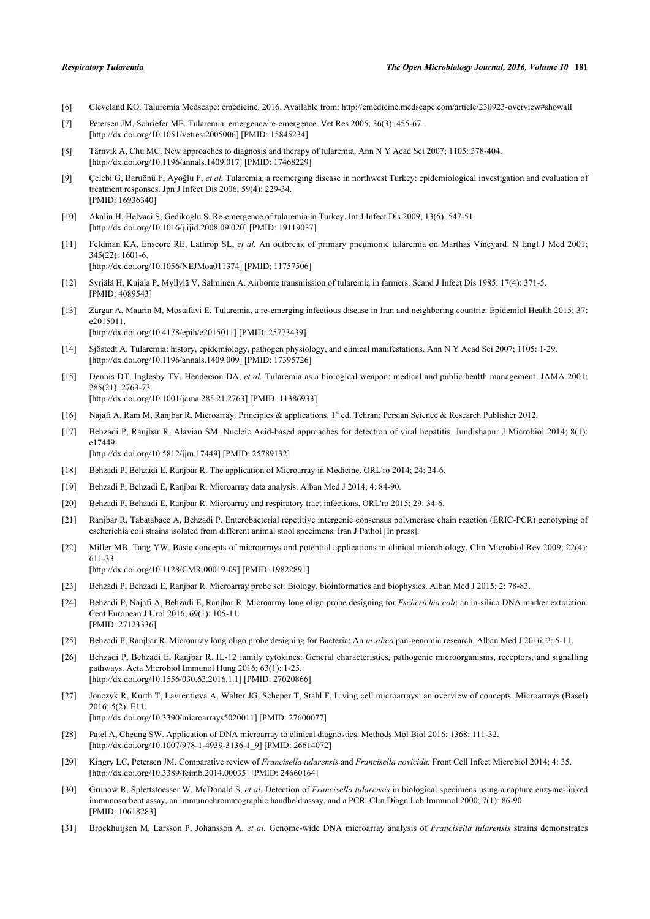[6] Cleveland KO. Taluremia Medscape: emedicine. 2016. Available from: http://emedicine.medscape.com/article/230923-overview#showall

[7] Petersen JM, Schriefer ME. Tularemia: emergence/re-emergence. Vet Res 2005; 36(3): 455-67. [http://dx.doi.org/10.1051/vetres:2005006] [PMID: 15845234]

[8] Tärnvik A, Chu MC. New approaches to diagnosis and therapy of tularemia. Ann N Y Acad Sci 2007; 1105: 378-404. [http://dx.doi.org/10.1196/annals.1409.017] [PMID: 17468229]

[9] Çelebi G, Baruönü F, Ayoğlu F, *et al.* Tularemia, a reemerging disease in northwest Turkey: epidemiological investigation and evaluation of treatment responses. Jpn J Infect Dis 2006; 59(4): 229-34. [PMID: 16936340]

[10] Akalin H, Helvaci S, Gedikoğlu S. Re-emergence of tularemia in Turkey. Int J Infect Dis 2009; 13(5): 547-51. [http://dx.doi.org/10.1016/j.ijid.2008.09.020] [PMID: 19119037]

[11] Feldman KA, Enscore RE, Lathrop SL, *et al.* An outbreak of primary pneumonic tularemia on Marthas Vineyard. N Engl J Med 2001; 345(22): 1601-6. [http://dx.doi.org/10.1056/NEJMoa011374] [PMID: 11757506]

[12] Syrjälä H, Kujala P, Myllylä V, Salminen A. Airborne transmission of tularemia in farmers. Scand J Infect Dis 1985; 17(4): 371-5. [PMID: 4089543]

[13] Zargar A, Maurin M, Mostafavi E. Tularemia, a re-emerging infectious disease in Iran and neighboring countrie. Epidemiol Health 2015; 37: e2015011. [http://dx.doi.org/10.4178/epih/e2015011] [PMID: 25773439]

[14] Sjöstedt A. Tularemia: history, epidemiology, pathogen physiology, and clinical manifestations. Ann N Y Acad Sci 2007; 1105: 1-29. [http://dx.doi.org/10.1196/annals.1409.009] [PMID: 17395726]

[15] Dennis DT, Inglesby TV, Henderson DA, *et al.* Tularemia as a biological weapon: medical and public health management. JAMA 2001; 285(21): 2763-73. [http://dx.doi.org/10.1001/jama.285.21.2763] [PMID: 11386933]

[16] Najafi A, Ram M, Ranjbar R. Microarray: Principles & applications. 1st ed. Tehran: Persian Science & Research Publisher 2012.

[17] Behzadi P, Ranjbar R, Alavian SM. Nucleic Acid-based approaches for detection of viral hepatitis. Jundishapur J Microbiol 2014; 8(1): e17449. [http://dx.doi.org/10.5812/jjm.17449] [PMID: 25789132]

[18] Behzadi P, Behzadi E, Ranjbar R. The application of Microarray in Medicine. ORL'ro 2014; 24: 24-6.

[19] Behzadi P, Behzadi E, Ranjbar R. Microarray data analysis. Alban Med J 2014; 4: 84-90.

[20] Behzadi P, Behzadi E, Ranjbar R. Microarray and respiratory tract infections. ORL'ro 2015; 29: 34-6.

[21] Ranjbar R, Tabatabaee A, Behzadi P. Enterobacterial repetitive intergenic consensus polymerase chain reaction (ERIC-PCR) genotyping of escherichia coli strains isolated from different animal stool specimens. Iran J Pathol [In press].

[22] Miller MB, Tang YW. Basic concepts of microarrays and potential applications in clinical microbiology. Clin Microbiol Rev 2009; 22(4): 611-33. [http://dx.doi.org/10.1128/CMR.00019-09] [PMID: 19822891]

[23] Behzadi P, Behzadi E, Ranjbar R. Microarray probe set: Biology, bioinformatics and biophysics. Alban Med J 2015; 2: 78-83.

[24] Behzadi P, Najafi A, Behzadi E, Ranjbar R. Microarray long oligo probe designing for *Escherichia coli*: an in-silico DNA marker extraction. Cent European J Urol 2016; 69(1): 105-11. [PMID: 27123336]

[25] Behzadi P, Ranjbar R. Microarray long oligo probe designing for Bacteria: An *in silico* pan-genomic research. Alban Med J 2016; 2: 5-11.

[26] Behzadi P, Behzadi E, Ranjbar R. IL-12 family cytokines: General characteristics, pathogenic microorganisms, receptors, and signalling pathways. Acta Microbiol Immunol Hung 2016; 63(1): 1-25. [http://dx.doi.org/10.1556/030.63.2016.1.1] [PMID: 27020866]

[27] Jonczyk R, Kurth T, Lavrentieva A, Walter JG, Scheper T, Stahl F. Living cell microarrays: an overview of concepts. Microarrays (Basel) 2016; 5(2): E11. [http://dx.doi.org/10.3390/microarrays5020011] [PMID: 27600077]

[28] Patel A, Cheung SW. Application of DNA microarray to clinical diagnostics. Methods Mol Biol 2016; 1368: 111-32. [http://dx.doi.org/10.1007/978-1-4939-3136-1_9] [PMID: 26614072]

[29] Kingry LC, Petersen JM. Comparative review of *Francisella tularensis* and *Francisella novicida.* Front Cell Infect Microbiol 2014; 4: 35. [http://dx.doi.org/10.3389/fcimb.2014.00035] [PMID: 24660164]

[30] Grunow R, Splettstoesser W, McDonald S, *et al.* Detection of *Francisella tularensis* in biological specimens using a capture enzyme-linked immunosorbent assay, an immunochromatographic handheld assay, and a PCR. Clin Diagn Lab Immunol 2000; 7(1): 86-90. [PMID: 10618283]

[31] Broekhuijsen M, Larsson P, Johansson A, *et al.* Genome-wide DNA microarray analysis of *Francisella tularensis* strains demonstrates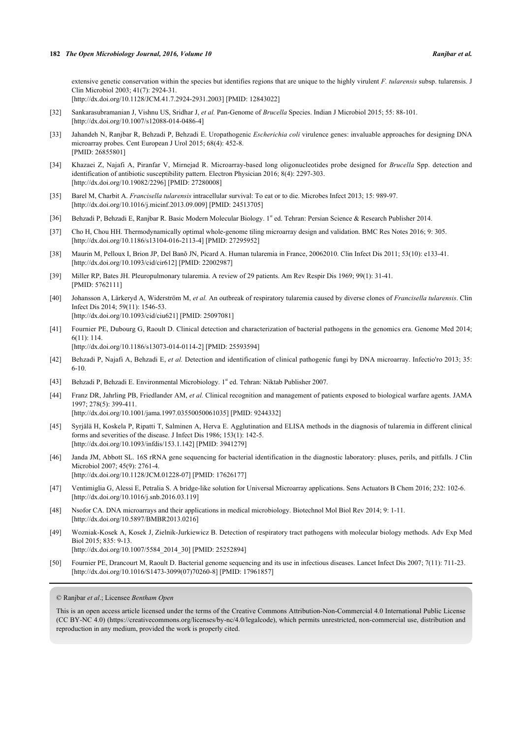extensive genetic conservation within the species but identifies regions that are unique to the highly virulent *F. tularensis* subsp. tularensis. J Clin Microbiol 2003; 41(7): 2924-31.
[http://dx.doi.org/10.1128/JCM.41.7.2924-2931.2003] [PMID: 12843022]

[32] Sankarasubramanian J, Vishnu US, Sridhar J, *et al.* Pan-Genome of *Brucella* Species. Indian J Microbiol 2015; 55: 88-101.
[http://dx.doi.org/10.1007/s12088-014-0486-4]

[33] Jahandeh N, Ranjbar R, Behzadi P, Behzadi E. Uropathogenic *Escherichia coli* virulence genes: invaluable approaches for designing DNA microarray probes. Cent European J Urol 2015; 68(4): 452-8.
[PMID: 26855801]

[34] Khazaei Z, Najafi A, Piranfar V, Mirnejad R. Microarray-based long oligonucleotides probe designed for *Brucella* Spp. detection and identification of antibiotic susceptibility pattern. Electron Physician 2016; 8(4): 2297-303.
[http://dx.doi.org/10.19082/2296] [PMID: 27280008]

[35] Barel M, Charbit A. *Francisella tularensis* intracellular survival: To eat or to die. Microbes Infect 2013; 15: 989-97.
[http://dx.doi.org/10.1016/j.micinf.2013.09.009] [PMID: 24513705]

[36] Behzadi P, Behzadi E, Ranjbar R. Basic Modern Molecular Biology. 1st ed. Tehran: Persian Science & Research Publisher 2014.

[37] Cho H, Chou HH. Thermodynamically optimal whole-genome tiling microarray design and validation. BMC Res Notes 2016; 9: 305.
[http://dx.doi.org/10.1186/s13104-016-2113-4] [PMID: 27295952]

[38] Maurin M, Pelloux I, Brion JP, Del Banõ JN, Picard A. Human tularemia in France, 20062010. Clin Infect Dis 2011; 53(10): e133-41.
[http://dx.doi.org/10.1093/cid/cir612] [PMID: 22002987]

[39] Miller RP, Bates JH. Pleuropulmonary tularemia. A review of 29 patients. Am Rev Respir Dis 1969; 99(1): 31-41.
[PMID: 5762111]

[40] Johansson A, Lärkeryd A, Widerström M, *et al.* An outbreak of respiratory tularemia caused by diverse clones of *Francisella tularensis*. Clin Infect Dis 2014; 59(11): 1546-53.
[http://dx.doi.org/10.1093/cid/ciu621] [PMID: 25097081]

[41] Fournier PE, Dubourg G, Raoult D. Clinical detection and characterization of bacterial pathogens in the genomics era. Genome Med 2014; 6(11): 114.
[http://dx.doi.org/10.1186/s13073-014-0114-2] [PMID: 25593594]

[42] Behzadi P, Najafi A, Behzadi E, *et al.* Detection and identification of clinical pathogenic fungi by DNA microarray. Infectio'ro 2013; 35: 6-10.

[43] Behzadi P, Behzadi E. Environmental Microbiology. 1st ed. Tehran: Niktab Publisher 2007.

[44] Franz DR, Jahrling PB, Friedlander AM, *et al.* Clinical recognition and management of patients exposed to biological warfare agents. JAMA 1997; 278(5): 399-411.
[http://dx.doi.org/10.1001/jama.1997.03550050061035] [PMID: 9244332]

[45] Syrjälä H, Koskela P, Ripatti T, Salminen A, Herva E. Agglutination and ELISA methods in the diagnosis of tularemia in different clinical forms and severities of the disease. J Infect Dis 1986; 153(1): 142-5.
[http://dx.doi.org/10.1093/infdis/153.1.142] [PMID: 3941279]

[46] Janda JM, Abbott SL. 16S rRNA gene sequencing for bacterial identification in the diagnostic laboratory: pluses, perils, and pitfalls. J Clin Microbiol 2007; 45(9): 2761-4.
[http://dx.doi.org/10.1128/JCM.01228-07] [PMID: 17626177]

[47] Ventimiglia G, Alessi E, Petralia S. A bridge-like solution for Universal Microarray applications. Sens Actuators B Chem 2016; 232: 102-6.
[http://dx.doi.org/10.1016/j.snb.2016.03.119]

[48] Nsofor CA. DNA microarrays and their applications in medical microbiology. Biotechnol Mol Biol Rev 2014; 9: 1-11.
[http://dx.doi.org/10.5897/BMBR2013.0216]

[49] Wozniak-Kosek A, Kosek J, Zielnik-Jurkiewicz B. Detection of respiratory tract pathogens with molecular biology methods. Adv Exp Med Biol 2015; 835: 9-13.
[http://dx.doi.org/10.1007/5584_2014_30] [PMID: 25252894]

[50] Fournier PE, Drancourt M, Raoult D. Bacterial genome sequencing and its use in infectious diseases. Lancet Infect Dis 2007; 7(11): 711-23.
[http://dx.doi.org/10.1016/S1473-3099(07)70260-8] [PMID: 17961857]

© Ranjbar *et al.*; Licensee *Bentham Open*

This is an open access article licensed under the terms of the Creative Commons Attribution-Non-Commercial 4.0 International Public License (CC BY-NC 4.0) (https://creativecommons.org/licenses/by-nc/4.0/legalcode), which permits unrestricted, non-commercial use, distribution and reproduction in any medium, provided the work is properly cited.